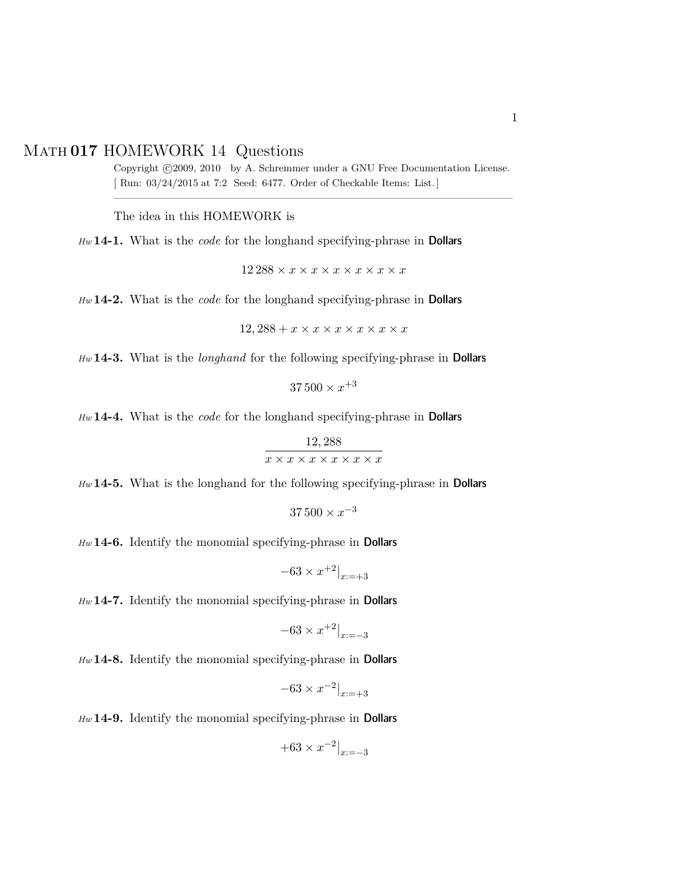# Math **017** HOMEWORK 14 Questions

Copyright ©2009, 2010 by A. Schremmer under a GNU Free Documentation License.
[ Run: 03/24/2015 at 7:2 Seed: 6477. Order of Checkable Items: List.]

---

The idea in this HOMEWORK is

*Hw* **14-1.** What is the *code* for the longhand specifying-phrase in **Dollars**

$$12\,288 \times x \times x \times x \times x \times x \times x$$

*Hw* **14-2.** What is the *code* for the longhand specifying-phrase in **Dollars**

$$12,288 + x \times x \times x \times x \times x \times x$$

*Hw* **14-3.** What is the *longhand* for the following specifying-phrase in **Dollars**

$$37\,500 \times x^{+3}$$

*Hw* **14-4.** What is the *code* for the longhand specifying-phrase in **Dollars**

$$\frac{12,288}{x \times x \times x \times x \times x \times x}$$

*Hw* **14-5.** What is the longhand for the following specifying-phrase in **Dollars**

$$37\,500 \times x^{-3}$$

*Hw* **14-6.** Identify the monomial specifying-phrase in **Dollars**

$$-63 \times x^{+2}\big|_{x:=+3}$$

*Hw* **14-7.** Identify the monomial specifying-phrase in **Dollars**

$$-63 \times x^{+2}\big|_{x:=-3}$$

*Hw* **14-8.** Identify the monomial specifying-phrase in **Dollars**

$$-63 \times x^{-2}\big|_{x:=+3}$$

*Hw* **14-9.** Identify the monomial specifying-phrase in **Dollars**

$$+63 \times x^{-2}\big|_{x:=-3}$$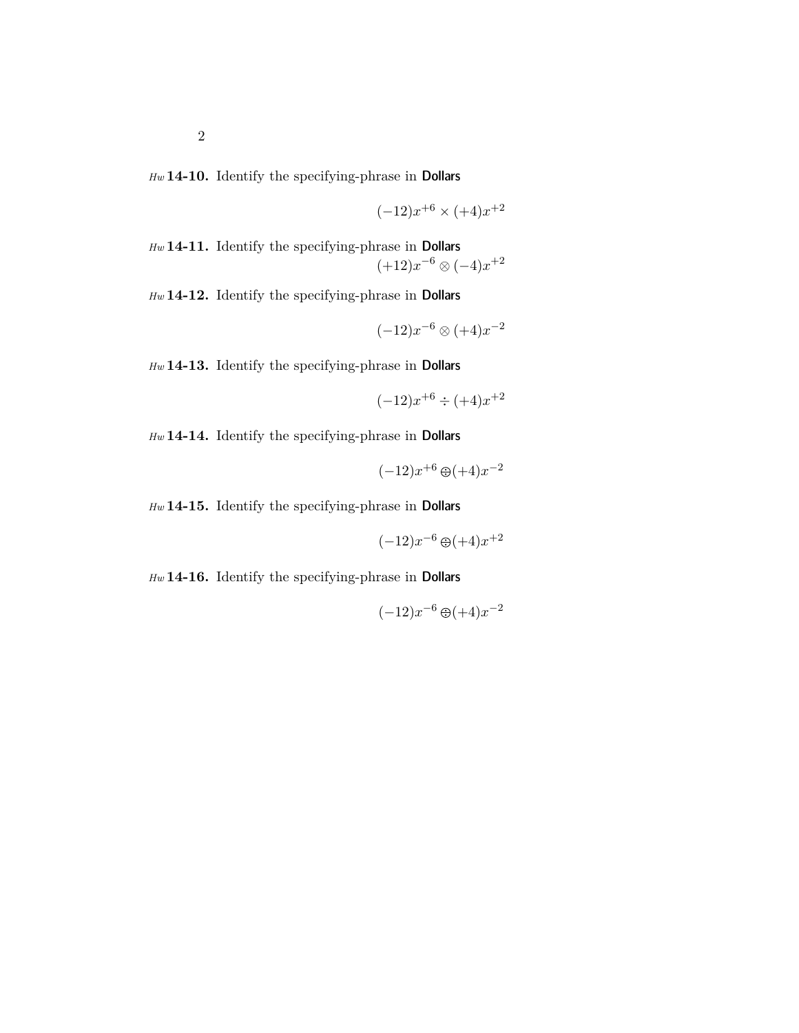*Hw* **14-10.** Identify the specifying-phrase in **Dollars**

$$(-12)x^{+6} \times (+4)x^{+2}$$

*Hw* **14-11.** Identify the specifying-phrase in **Dollars**

$$(+12)x^{-6} \otimes (-4)x^{+2}$$

*Hw* **14-12.** Identify the specifying-phrase in **Dollars**

$$(-12)x^{-6} \otimes (+4)x^{-2}$$

*Hw* **14-13.** Identify the specifying-phrase in **Dollars**

$$(-12)x^{+6} \div (+4)x^{+2}$$

*Hw* **14-14.** Identify the specifying-phrase in **Dollars**

$$(-12)x^{+6} \oplus (+4)x^{-2}$$

*Hw* **14-15.** Identify the specifying-phrase in **Dollars**

$$(-12)x^{-6} \oplus (+4)x^{+2}$$

*Hw* **14-16.** Identify the specifying-phrase in **Dollars**

$$(-12)x^{-6} \oplus (+4)x^{-2}$$